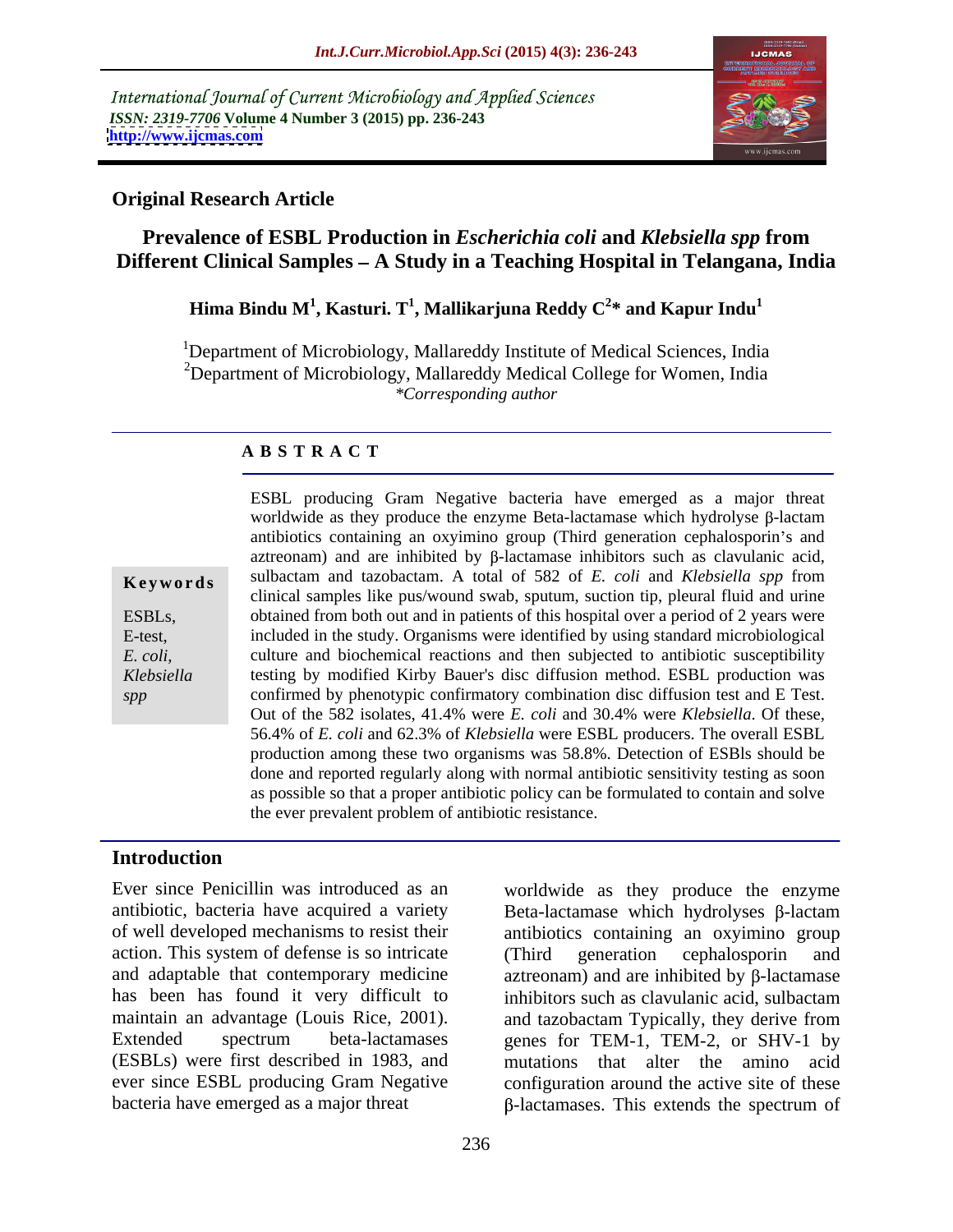International Journal of Current Microbiology and Applied Sciences
*ISSN: 2319-7706* **Volume 4 Number 3 (2015) pp. 236-243**
**http://www.ijcmas.com**

**Original Research Article**

# Prevalence of ESBL Production in *Escherichia coli* and *Klebsiella spp* from Different Clinical Samples – A Study in a Teaching Hospital in Telangana, India

**Hima Bindu M[1], Kasturi. T[1], Mallikarjuna Reddy C[2]\* and Kapur Indu[1]**

[1]Department of Microbiology, Mallareddy Institute of Medical Sciences, India
[2]Department of Microbiology, Mallareddy Medical College for Women, India
*\*Corresponding author*

## ABSTRACT

**Keywords**

ESBLs,
E-test,
*E. coli,*
*Klebsiella spp*

ESBL producing Gram Negative bacteria have emerged as a major threat worldwide as they produce the enzyme Beta-lactamase which hydrolyse β-lactam antibiotics containing an oxyimino group (Third generation cephalosporin's and aztreonam) and are inhibited by β-lactamase inhibitors such as clavulanic acid, sulbactam and tazobactam. A total of 582 of *E. coli* and *Klebsiella spp* from clinical samples like pus/wound swab, sputum, suction tip, pleural fluid and urine obtained from both out and in patients of this hospital over a period of 2 years were included in the study. Organisms were identified by using standard microbiological culture and biochemical reactions and then subjected to antibiotic susceptibility testing by modified Kirby Bauer's disc diffusion method. ESBL production was confirmed by phenotypic confirmatory combination disc diffusion test and E Test. Out of the 582 isolates, 41.4% were *E. coli* and 30.4% were *Klebsiella.* Of these, 56.4% of *E. coli* and 62.3% of *Klebsiella* were ESBL producers. The overall ESBL production among these two organisms was 58.8%. Detection of ESBls should be done and reported regularly along with normal antibiotic sensitivity testing as soon as possible so that a proper antibiotic policy can be formulated to contain and solve the ever prevalent problem of antibiotic resistance.

## Introduction

Ever since Penicillin was introduced as an antibiotic, bacteria have acquired a variety of well developed mechanisms to resist their action. This system of defense is so intricate and adaptable that contemporary medicine has been has found it very difficult to maintain an advantage (Louis Rice, 2001). Extended spectrum beta-lactamases (ESBLs) were first described in 1983, and ever since ESBL producing Gram Negative bacteria have emerged as a major threat worldwide as they produce the enzyme Beta-lactamase which hydrolyses β-lactam antibiotics containing an oxyimino group (Third generation cephalosporin and aztreonam) and are inhibited by β-lactamase inhibitors such as clavulanic acid, sulbactam and tazobactam Typically, they derive from genes for TEM-1, TEM-2, or SHV-1 by mutations that alter the amino acid configuration around the active site of these β-lactamases. This extends the spectrum of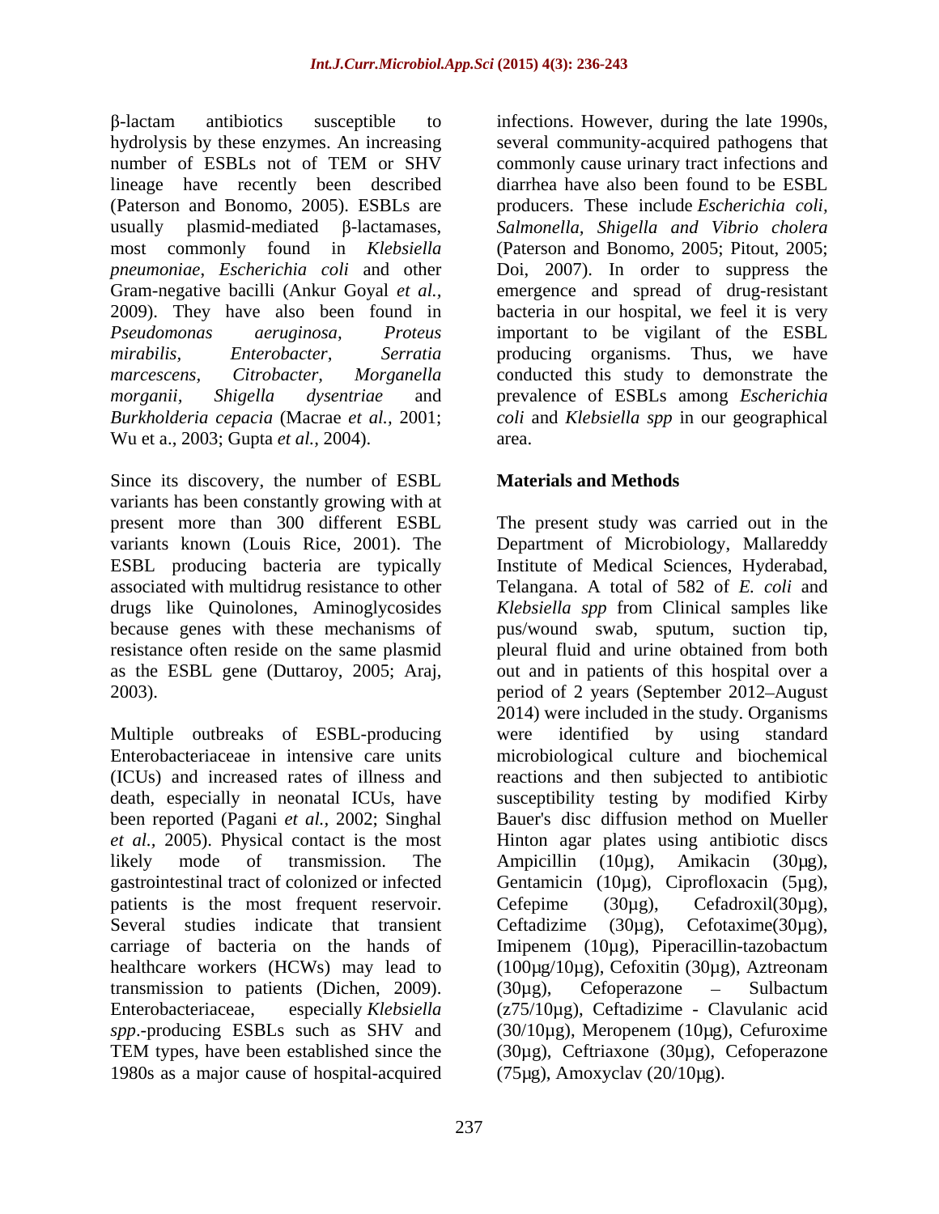β-lactam antibiotics susceptible to hydrolysis by these enzymes. An increasing number of ESBLs not of TEM or SHV lineage have recently been described (Paterson and Bonomo, 2005). ESBLs are usually plasmid-mediated β-lactamases, most commonly found in *Klebsiella pneumoniae*, *Escherichia coli* and other Gram-negative bacilli (Ankur Goyal *et al.,* 2009). They have also been found in *Pseudomonas aeruginosa, Proteus mirabilis, Enterobacter, Serratia marcescens, Citrobacter, Morganella morganii, Shigella dysentriae* and *Burkholderia cepacia* (Macrae *et al.,* 2001; Wu et a., 2003; Gupta *et al.,* 2004).

Since its discovery, the number of ESBL variants has been constantly growing with at present more than 300 different ESBL variants known (Louis Rice, 2001). The ESBL producing bacteria are typically associated with multidrug resistance to other drugs like Quinolones, Aminoglycosides because genes with these mechanisms of resistance often reside on the same plasmid as the ESBL gene (Duttaroy, 2005; Araj, 2003).

Multiple outbreaks of ESBL-producing Enterobacteriaceae in intensive care units (ICUs) and increased rates of illness and death, especially in neonatal ICUs, have been reported (Pagani *et al.,* 2002; Singhal *et al.,* 2005). Physical contact is the most likely mode of transmission. The gastrointestinal tract of colonized or infected patients is the most frequent reservoir. Several studies indicate that transient carriage of bacteria on the hands of healthcare workers (HCWs) may lead to transmission to patients (Dichen, 2009). Enterobacteriaceae, especially *Klebsiella spp*.-producing ESBLs such as SHV and TEM types, have been established since the 1980s as a major cause of hospital-acquired infections. However, during the late 1990s, several community-acquired pathogens that commonly cause urinary tract infections and diarrhea have also been found to be ESBL producers. These include *Escherichia coli, Salmonella, Shigella and Vibrio cholera* (Paterson and Bonomo, 2005; Pitout, 2005; Doi, 2007). In order to suppress the emergence and spread of drug-resistant bacteria in our hospital, we feel it is very important to be vigilant of the ESBL producing organisms. Thus, we have conducted this study to demonstrate the prevalence of ESBLs among *Escherichia coli* and *Klebsiella spp* in our geographical area.

## Materials and Methods

The present study was carried out in the Department of Microbiology, Mallareddy Institute of Medical Sciences, Hyderabad, Telangana. A total of 582 of *E. coli* and *Klebsiella spp* from Clinical samples like pus/wound swab, sputum, suction tip, pleural fluid and urine obtained from both out and in patients of this hospital over a period of 2 years (September 2012–August 2014) were included in the study. Organisms were identified by using standard microbiological culture and biochemical reactions and then subjected to antibiotic susceptibility testing by modified Kirby Bauer's disc diffusion method on Mueller Hinton agar plates using antibiotic discs Ampicillin (10µg), Amikacin (30µg), Gentamicin (10µg), Ciprofloxacin (5µg), Cefepime (30µg), Cefadroxil(30µg), Ceftadizime (30µg), Cefotaxime(30µg), Imipenem (10µg), Piperacillin-tazobactum (100µg/10µg), Cefoxitin (30µg), Aztreonam (30µg), Cefoperazone – Sulbactum (z75/10µg), Ceftadizime - Clavulanic acid (30/10µg), Meropenem (10µg), Cefuroxime (30µg), Ceftriaxone (30µg), Cefoperazone (75µg), Amoxyclav (20/10µg).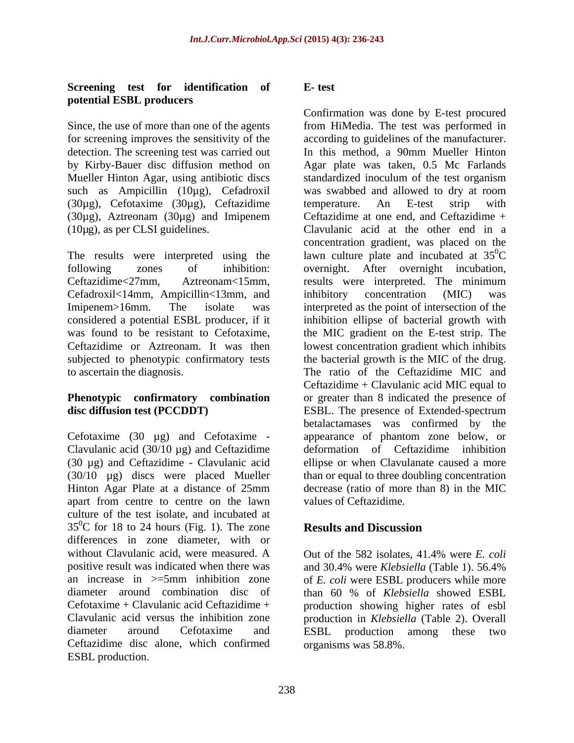### Screening test for identification of potential ESBL producers

Since, the use of more than one of the agents for screening improves the sensitivity of the detection. The screening test was carried out by Kirby-Bauer disc diffusion method on Mueller Hinton Agar, using antibiotic discs such as Ampicillin (10µg), Cefadroxil (30µg), Cefotaxime (30µg), Ceftazidime (30µg), Aztreonam (30µg) and Imipenem (10µg), as per CLSI guidelines.

The results were interpreted using the following zones of inhibition: Ceftazidime<27mm, Aztreonam<15mm, Cefadroxil<14mm, Ampicillin<13mm, and Imipenem>16mm. The isolate was considered a potential ESBL producer, if it was found to be resistant to Cefotaxime, Ceftazidime or Aztreonam. It was then subjected to phenotypic confirmatory tests to ascertain the diagnosis.

### Phenotypic confirmatory combination disc diffusion test (PCCDDT)

Cefotaxime (30 µg) and Cefotaxime - Clavulanic acid (30/10 µg) and Ceftazidime (30 µg) and Ceftazidime - Clavulanic acid (30/10 µg) discs were placed Mueller Hinton Agar Plate at a distance of 25mm apart from centre to centre on the lawn culture of the test isolate, and incubated at $35^0$C for 18 to 24 hours (Fig. 1). The zone differences in zone diameter, with or without Clavulanic acid, were measured. A positive result was indicated when there was an increase in >=5mm inhibition zone diameter around combination disc of Cefotaxime + Clavulanic acid Ceftazidime + Clavulanic acid versus the inhibition zone diameter around Cefotaxime and Ceftazidime disc alone, which confirmed ESBL production.

### E- test

Confirmation was done by E-test procured from HiMedia. The test was performed in according to guidelines of the manufacturer. In this method, a 90mm Mueller Hinton Agar plate was taken, 0.5 Mc Farlands standardized inoculum of the test organism was swabbed and allowed to dry at room temperature. An E-test strip with Ceftazidime at one end, and Ceftazidime + Clavulanic acid at the other end in a concentration gradient, was placed on the lawn culture plate and incubated at $35^0$C overnight. After overnight incubation, results were interpreted. The minimum inhibitory concentration (MIC) was interpreted as the point of intersection of the inhibition ellipse of bacterial growth with the MIC gradient on the E-test strip. The lowest concentration gradient which inhibits the bacterial growth is the MIC of the drug. The ratio of the Ceftazidime MIC and Ceftazidime + Clavulanic acid MIC equal to or greater than 8 indicated the presence of ESBL. The presence of Extended-spectrum betalactamases was confirmed by the appearance of phantom zone below, or deformation of Ceftazidime inhibition ellipse or when Clavulanate caused a more than or equal to three doubling concentration decrease (ratio of more than 8) in the MIC values of Ceftazidime.

## Results and Discussion

Out of the 582 isolates, 41.4% were *E. coli* and 30.4% were *Klebsiella* (Table 1). 56.4% of *E. coli* were ESBL producers while more than 60 % of *Klebsiella* showed ESBL production showing higher rates of esbl production in *Klebsiella* (Table 2). Overall ESBL production among these two organisms was 58.8%.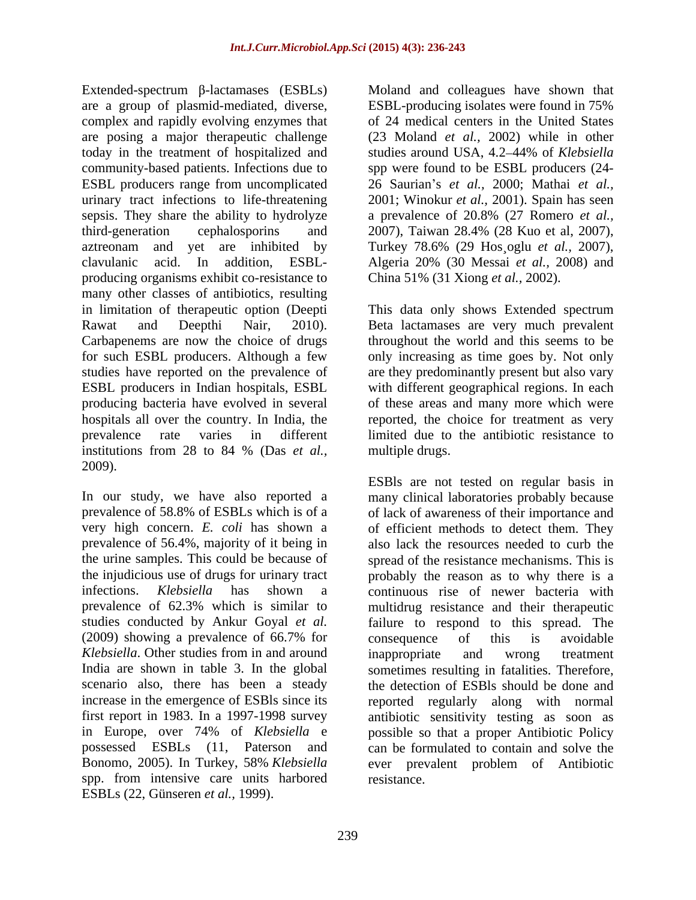Extended-spectrum β-lactamases (ESBLs) are a group of plasmid-mediated, diverse, complex and rapidly evolving enzymes that are posing a major therapeutic challenge today in the treatment of hospitalized and community-based patients. Infections due to ESBL producers range from uncomplicated urinary tract infections to life-threatening sepsis. They share the ability to hydrolyze third-generation cephalosporins and aztreonam and yet are inhibited by clavulanic acid. In addition, ESBL-producing organisms exhibit co-resistance to many other classes of antibiotics, resulting in limitation of therapeutic option (Deepti Rawat and Deepthi Nair, 2010). Carbapenems are now the choice of drugs for such ESBL producers. Although a few studies have reported on the prevalence of ESBL producers in Indian hospitals, ESBL producing bacteria have evolved in several hospitals all over the country. In India, the prevalence rate varies in different institutions from 28 to 84 % (Das *et al.,* 2009).

In our study, we have also reported a prevalence of 58.8% of ESBLs which is of a very high concern. *E. coli* has shown a prevalence of 56.4%, majority of it being in the urine samples. This could be because of the injudicious use of drugs for urinary tract infections. *Klebsiella* has shown a prevalence of 62.3% which is similar to studies conducted by Ankur Goyal *et al.* (2009) showing a prevalence of 66.7% for *Klebsiella*. Other studies from in and around India are shown in table 3. In the global scenario also, there has been a steady increase in the emergence of ESBls since its first report in 1983. In a 1997-1998 survey in Europe, over 74% of *Klebsiella* e possessed ESBLs (11, Paterson and Bonomo, 2005). In Turkey, 58% *Klebsiella* spp. from intensive care units harbored ESBLs (22, Günseren *et al.,* 1999).

Moland and colleagues have shown that ESBL-producing isolates were found in 75% of 24 medical centers in the United States (23 Moland *et al.,* 2002) while in other studies around USA, 4.2–44% of *Klebsiella* spp were found to be ESBL producers (24-26 Saurian's *et al.,* 2000; Mathai *et al.,* 2001; Winokur *et al.,* 2001). Spain has seen a prevalence of 20.8% (27 Romero *et al.,* 2007), Taiwan 28.4% (28 Kuo et al, 2007), Turkey 78.6% (29 Hos¸oglu *et al.,* 2007), Algeria 20% (30 Messai *et al.,* 2008) and China 51% (31 Xiong *et al.,* 2002).

This data only shows Extended spectrum Beta lactamases are very much prevalent throughout the world and this seems to be only increasing as time goes by. Not only are they predominantly present but also vary with different geographical regions. In each of these areas and many more which were reported, the choice for treatment as very limited due to the antibiotic resistance to multiple drugs.

ESBls are not tested on regular basis in many clinical laboratories probably because of lack of awareness of their importance and of efficient methods to detect them. They also lack the resources needed to curb the spread of the resistance mechanisms. This is probably the reason as to why there is a continuous rise of newer bacteria with multidrug resistance and their therapeutic failure to respond to this spread. The consequence of this is avoidable inappropriate and wrong treatment sometimes resulting in fatalities. Therefore, the detection of ESBls should be done and reported regularly along with normal antibiotic sensitivity testing as soon as possible so that a proper Antibiotic Policy can be formulated to contain and solve the ever prevalent problem of Antibiotic resistance.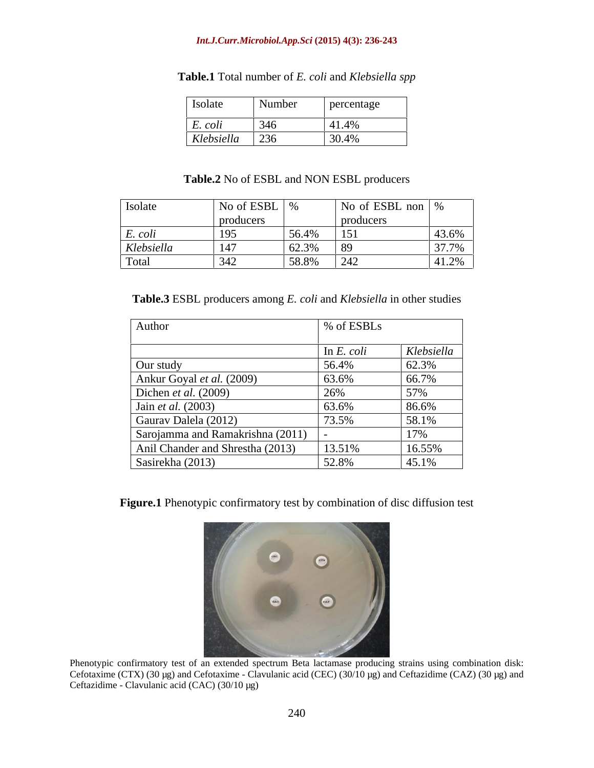**Table.1** Total number of *E. coli* and *Klebsiella spp*

| Isolate | Number | percentage |
|---|---|---|
| *E. coli* | 346 | 41.4% |
| *Klebsiella* | 236 | 30.4% |

**Table.2** No of ESBL and NON ESBL producers

| Isolate | No of ESBL producers | % | No of ESBL non producers | % |
|---|---|---|---|---|
| *E. coli* | 195 | 56.4% | 151 | 43.6% |
| *Klebsiella* | 147 | 62.3% | 89 | 37.7% |
| Total | 342 | 58.8% | 242 | 41.2% |

**Table.3** ESBL producers among *E. coli* and *Klebsiella* in other studies

| Author | % of ESBLs | |
|---|---|---|
| | In *E. coli* | *Klebsiella* |
| Our study | 56.4% | 62.3% |
| Ankur Goyal *et al.* (2009) | 63.6% | 66.7% |
| Dichen *et al.* (2009) | 26% | 57% |
| Jain *et al.* (2003) | 63.6% | 86.6% |
| Gaurav Dalela (2012) | 73.5% | 58.1% |
| Sarojamma and Ramakrishna (2011) | - | 17% |
| Anil Chander and Shrestha (2013) | 13.51% | 16.55% |
| Sasirekha (2013) | 52.8% | 45.1% |

**Figure.1** Phenotypic confirmatory test by combination of disc diffusion test

Phenotypic confirmatory test of an extended spectrum Beta lactamase producing strains using combination disk: Cefotaxime (CTX) (30 µg) and Cefotaxime - Clavulanic acid (CEC) (30/10 µg) and Ceftazidime (CAZ) (30 µg) and Ceftazidime - Clavulanic acid (CAC) (30/10 µg)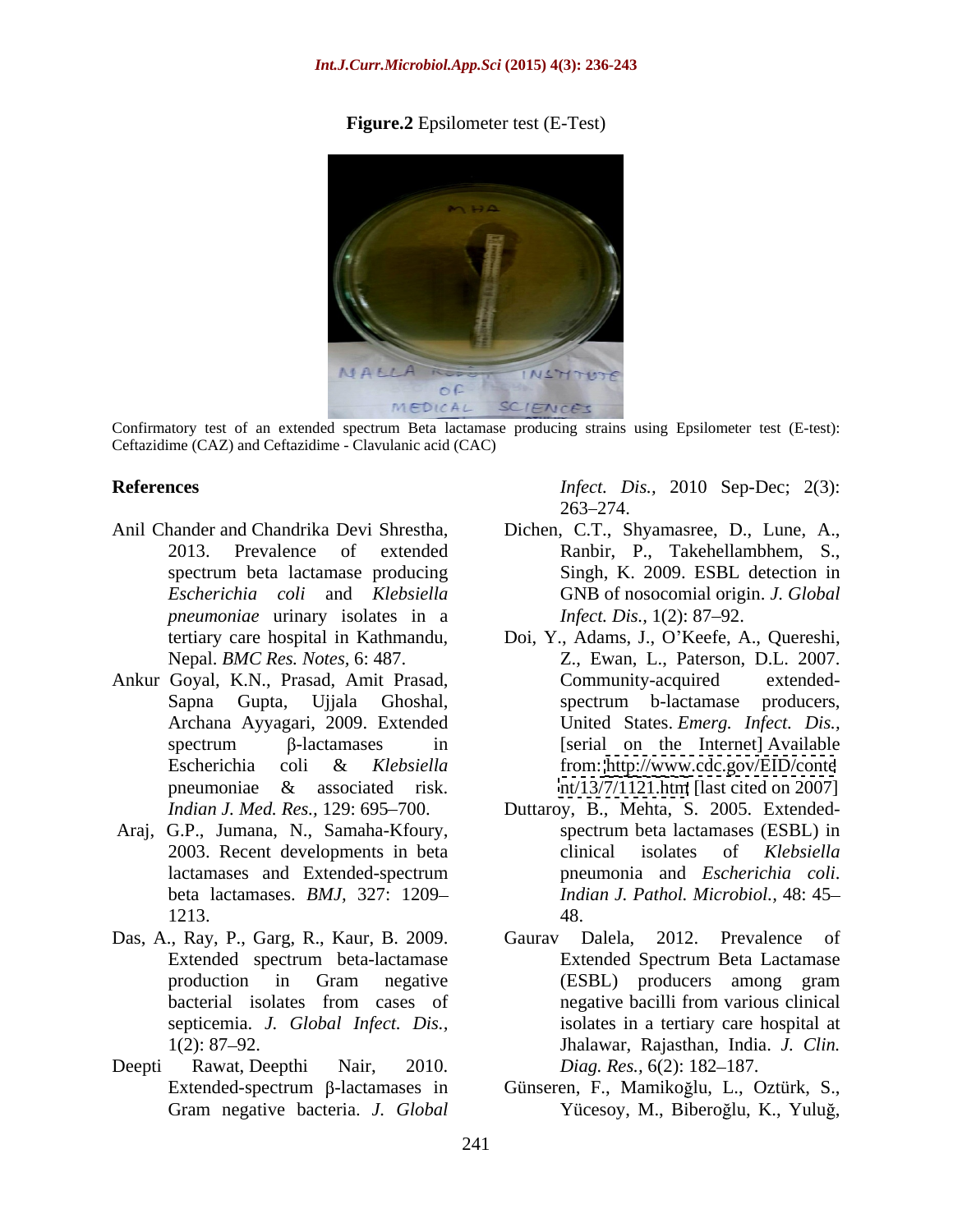**Figure.2** Epsilometer test (E-Test)

Confirmatory test of an extended spectrum Beta lactamase producing strains using Epsilometer test (E-test): Ceftazidime (CAZ) and Ceftazidime - Clavulanic acid (CAC)

## References

Anil Chander and Chandrika Devi Shrestha, 2013. Prevalence of extended spectrum beta lactamase producing *Escherichia coli* and *Klebsiella pneumoniae* urinary isolates in a tertiary care hospital in Kathmandu, Nepal. *BMC Res. Notes*, 6: 487.

Ankur Goyal, K.N., Prasad, Amit Prasad, Sapna Gupta, Ujjala Ghoshal, Archana Ayyagari, 2009. Extended spectrum β-lactamases in Escherichia coli & *Klebsiella* pneumoniae & associated risk. *Indian J. Med. Res.*, 129: 695–700.

Araj, G.P., Jumana, N., Samaha-Kfoury, 2003. Recent developments in beta lactamases and Extended-spectrum beta lactamases. *BMJ*, 327: 1209–1213.

Das, A., Ray, P., Garg, R., Kaur, B. 2009. Extended spectrum beta-lactamase production in Gram negative bacterial isolates from cases of septicemia. *J. Global Infect. Dis.*, 1(2): 87–92.

Deepti Rawat, Deepthi Nair, 2010. Extended-spectrum β-lactamases in Gram negative bacteria. *J. Global Infect. Dis.*, 2010 Sep-Dec; 2(3): 263–274.

Dichen, C.T., Shyamasree, D., Lune, A., Ranbir, P., Takehellambhem, S., Singh, K. 2009. ESBL detection in GNB of nosocomial origin. *J. Global Infect. Dis.*, 1(2): 87–92.

Doi, Y., Adams, J., O'Keefe, A., Quereshi, Z., Ewan, L., Paterson, D.L. 2007. Community-acquired extended-spectrum b-lactamase producers, United States. *Emerg. Infect. Dis.*, [serial on the Internet] Available from: http://www.cdc.gov/EID/content/13/7/1121.htm [last cited on 2007]

Duttaroy, B., Mehta, S. 2005. Extended-spectrum beta lactamases (ESBL) in clinical isolates of *Klebsiella* pneumonia and *Escherichia coli*. *Indian J. Pathol. Microbiol.*, 48: 45–48.

Gaurav Dalela, 2012. Prevalence of Extended Spectrum Beta Lactamase (ESBL) producers among gram negative bacilli from various clinical isolates in a tertiary care hospital at Jhalawar, Rajasthan, India. *J. Clin. Diag. Res.*, 6(2): 182–187.

Günseren, F., Mamikoğlu, L., Oztürk, S., Yücesoy, M., Biberoğlu, K., Yuluğ,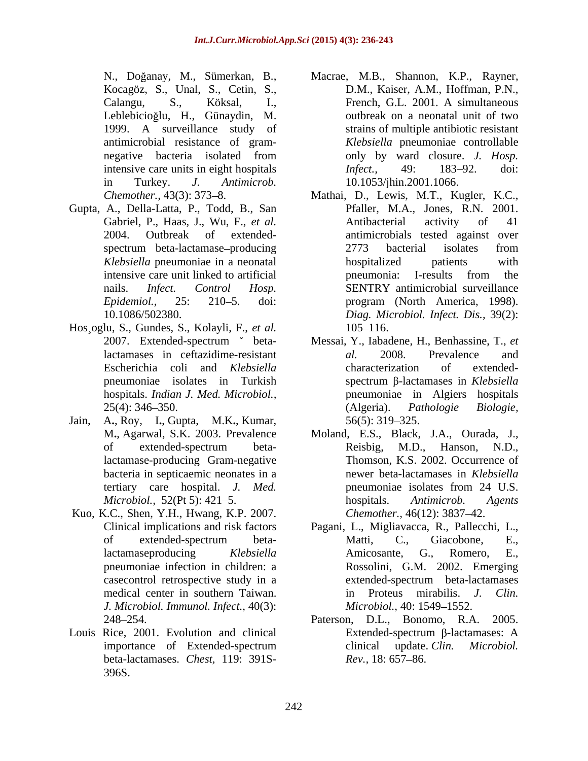N., Doğanay, M., Sümerkan, B., Kocagöz, S., Unal, S., Cetin, S., Calangu, S., Köksal, I., Leblebicioğlu, H., Günaydin, M. 1999. A surveillance study of antimicrobial resistance of gram-negative bacteria isolated from intensive care units in eight hospitals in Turkey. *J. Antimicrob. Chemother.*, 43(3): 373–8.

Gupta, A., Della-Latta, P., Todd, B., San Gabriel, P., Haas, J., Wu, F., *et al.* 2004. Outbreak of extended-spectrum beta-lactamase–producing *Klebsiella* pneumoniae in a neonatal intensive care unit linked to artificial nails. *Infect. Control Hosp. Epidemiol.*, 25: 210–5. doi: 10.1086/502380.

Hos¸oglu, S., Gundes, S., Kolayli, F., *et al.* 2007. Extended-spectrum ˇ beta-lactamases in ceftazidime-resistant Escherichia coli and *Klebsiella* pneumoniae isolates in Turkish hospitals. *Indian J. Med. Microbiol.*, 25(4): 346–350.

Jain, A., Roy, I., Gupta, M.K., Kumar, M., Agarwal, S.K. 2003. Prevalence of extended-spectrum beta-lactamase-producing Gram-negative bacteria in septicaemic neonates in a tertiary care hospital. *J. Med. Microbiol.*, 52(Pt 5): 421–5.

Kuo, K.C., Shen, Y.H., Hwang, K.P. 2007. Clinical implications and risk factors of extended-spectrum beta-lactamaseproducing *Klebsiella* pneumoniae infection in children: a casecontrol retrospective study in a medical center in southern Taiwan. *J. Microbiol. Immunol. Infect.*, 40(3): 248–254.

Louis Rice, 2001. Evolution and clinical importance of Extended-spectrum beta-lactamases. *Chest*, 119: 391S-396S.

Macrae, M.B., Shannon, K.P., Rayner, D.M., Kaiser, A.M., Hoffman, P.N., French, G.L. 2001. A simultaneous outbreak on a neonatal unit of two strains of multiple antibiotic resistant *Klebsiella* pneumoniae controllable only by ward closure. *J. Hosp. Infect.*, 49: 183–92. doi: 10.1053/jhin.2001.1066.

Mathai, D., Lewis, M.T., Kugler, K.C., Pfaller, M.A., Jones, R.N. 2001. Antibacterial activity of 41 antimicrobials tested against over 2773 bacterial isolates from hospitalized patients with pneumonia: I-results from the SENTRY antimicrobial surveillance program (North America, 1998). *Diag. Microbiol. Infect. Dis.*, 39(2): 105–116.

Messai, Y., Iabadene, H., Benhassine, T., *et al.* 2008. Prevalence and characterization of extended-spectrum β-lactamases in *Klebsiella* pneumoniae in Algiers hospitals (Algeria). *Pathologie Biologie*, 56(5): 319–325.

Moland, E.S., Black, J.A., Ourada, J., Reisbig, M.D., Hanson, N.D., Thomson, K.S. 2002. Occurrence of newer beta-lactamases in *Klebsiella* pneumoniae isolates from 24 U.S. hospitals. *Antimicrob. Agents Chemother.*, 46(12): 3837–42.

Pagani, L., Migliavacca, R., Pallecchi, L., Matti, C., Giacobone, E., Amicosante, G., Romero, E., Rossolini, G.M. 2002. Emerging extended-spectrum beta-lactamases in Proteus mirabilis. *J. Clin. Microbiol.*, 40: 1549–1552.

Paterson, D.L., Bonomo, R.A. 2005. Extended-spectrum β-lactamases: A clinical update. *Clin. Microbiol. Rev.*, 18: 657–86.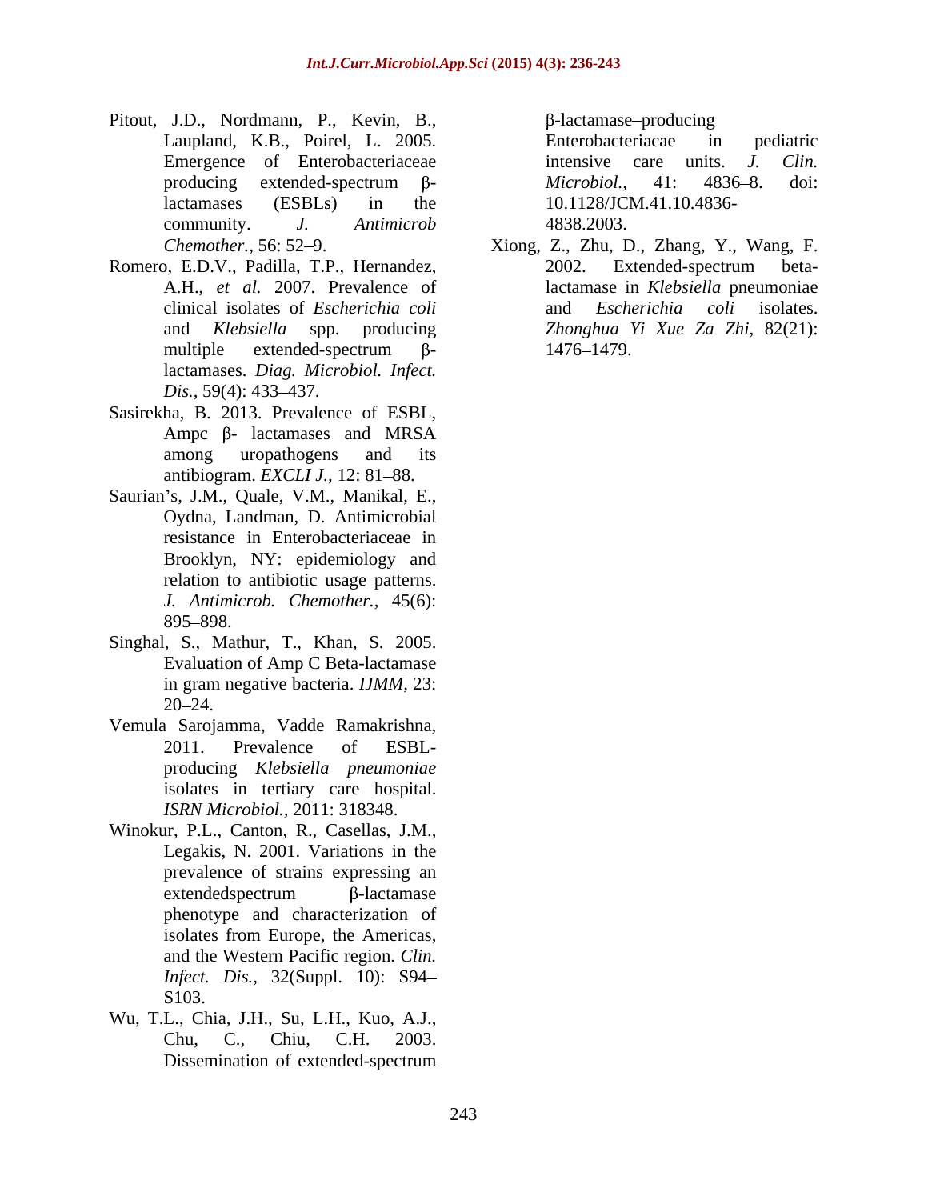Pitout, J.D., Nordmann, P., Kevin, B., Laupland, K.B., Poirel, L. 2005. Emergence of Enterobacteriaceae producing extended-spectrum β-lactamases (ESBLs) in the community. *J. Antimicrob Chemother.,* 56: 52–9.

Romero, E.D.V., Padilla, T.P., Hernandez, A.H., *et al.* 2007. Prevalence of clinical isolates of *Escherichia coli* and *Klebsiella* spp. producing multiple extended-spectrum β-lactamases. *Diag. Microbiol. Infect. Dis.,* 59(4): 433–437.

Sasirekha, B. 2013. Prevalence of ESBL, Ampc β- lactamases and MRSA among uropathogens and its antibiogram. *EXCLI J.,* 12: 81–88.

Saurian's, J.M., Quale, V.M., Manikal, E., Oydna, Landman, D. Antimicrobial resistance in Enterobacteriaceae in Brooklyn, NY: epidemiology and relation to antibiotic usage patterns. *J. Antimicrob. Chemother.,* 45(6): 895–898.

Singhal, S., Mathur, T., Khan, S. 2005. Evaluation of Amp C Beta-lactamase in gram negative bacteria. *IJMM,* 23: 20–24.

Vemula Sarojamma, Vadde Ramakrishna, 2011. Prevalence of ESBL-producing *Klebsiella pneumoniae* isolates in tertiary care hospital. *ISRN Microbiol.,* 2011: 318348.

Winokur, P.L., Canton, R., Casellas, J.M., Legakis, N. 2001. Variations in the prevalence of strains expressing an extendedspectrum β-lactamase phenotype and characterization of isolates from Europe, the Americas, and the Western Pacific region. *Clin. Infect. Dis.,* 32(Suppl. 10): S94–S103.

Wu, T.L., Chia, J.H., Su, L.H., Kuo, A.J., Chu, C., Chiu, C.H. 2003. Dissemination of extended-spectrum β-lactamase–producing Enterobacteriacae in pediatric intensive care units. *J. Clin. Microbiol.,* 41: 4836–8. doi: 10.1128/JCM.41.10.4836-4838.2003.

Xiong, Z., Zhu, D., Zhang, Y., Wang, F. 2002. Extended-spectrum beta-lactamase in *Klebsiella* pneumoniae and *Escherichia coli* isolates. *Zhonghua Yi Xue Za Zhi,* 82(21): 1476–1479.